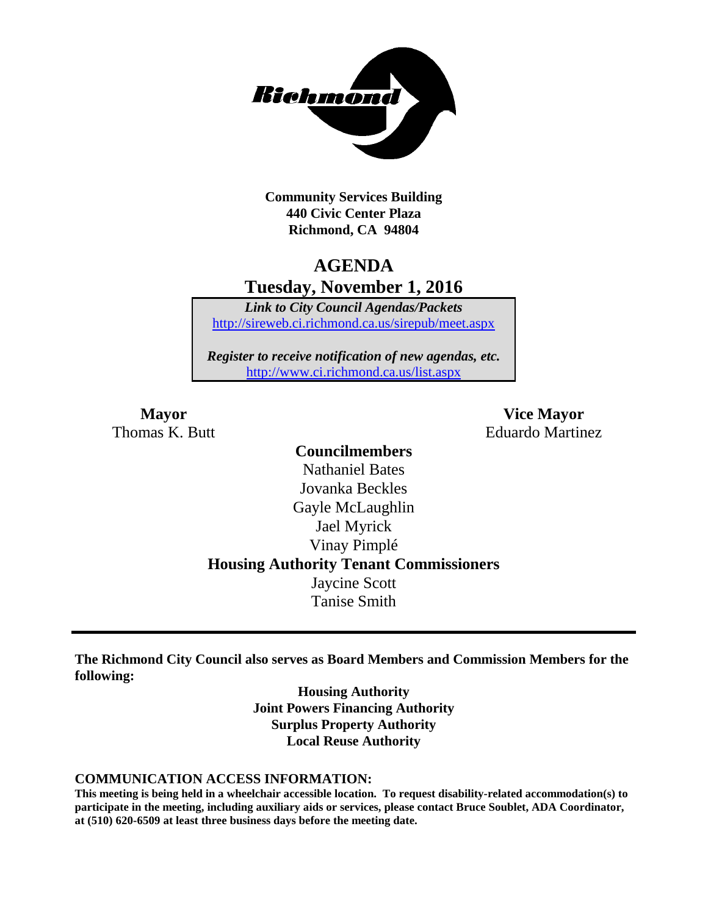**Community Services Building**
**440 Civic Center Plaza**
**Richmond, CA 94804**

# AGENDA

## Tuesday, November 1, 2016

*Link to City Council Agendas/Packets*
http://sireweb.ci.richmond.ca.us/sirepub/meet.aspx

*Register to receive notification of new agendas, etc.*
http://www.ci.richmond.ca.us/list.aspx

**Mayor**
Thomas K. Butt

**Vice Mayor**
Eduardo Martinez

**Councilmembers**
Nathaniel Bates
Jovanka Beckles
Gayle McLaughlin
Jael Myrick
Vinay Pimplé

**Housing Authority Tenant Commissioners**
Jaycine Scott
Tanise Smith

---

**The Richmond City Council also serves as Board Members and Commission Members for the following:**

**Housing Authority**
**Joint Powers Financing Authority**
**Surplus Property Authority**
**Local Reuse Authority**

**COMMUNICATION ACCESS INFORMATION:**

**This meeting is being held in a wheelchair accessible location. To request disability-related accommodation(s) to participate in the meeting, including auxiliary aids or services, please contact Bruce Soublet, ADA Coordinator, at (510) 620-6509 at least three business days before the meeting date.**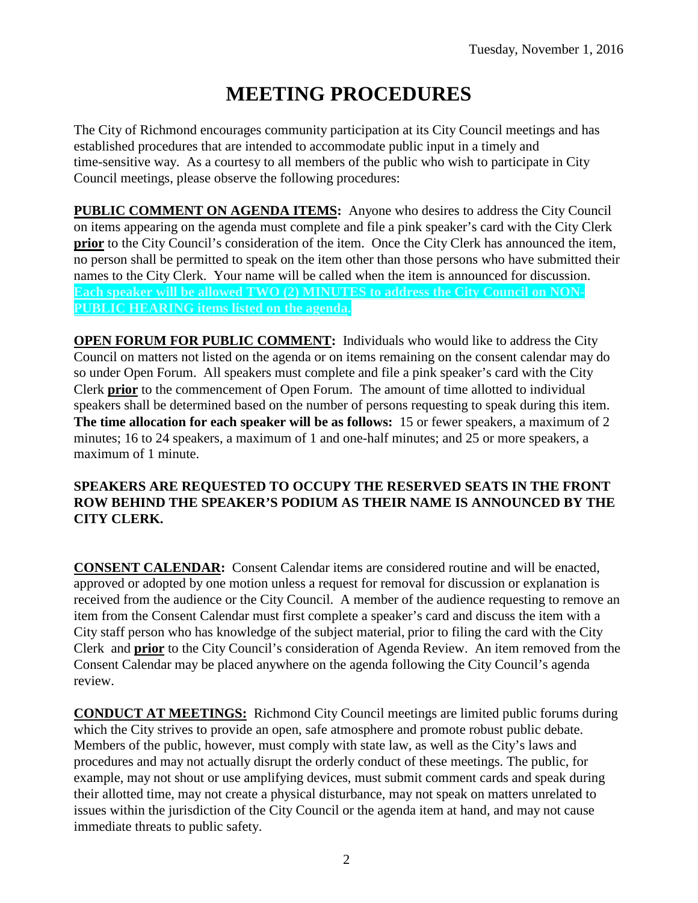Tuesday, November 1, 2016

# MEETING PROCEDURES

The City of Richmond encourages community participation at its City Council meetings and has established procedures that are intended to accommodate public input in a timely and time-sensitive way. As a courtesy to all members of the public who wish to participate in City Council meetings, please observe the following procedures:

**PUBLIC COMMENT ON AGENDA ITEMS:** Anyone who desires to address the City Council on items appearing on the agenda must complete and file a pink speaker's card with the City Clerk **prior** to the City Council's consideration of the item. Once the City Clerk has announced the item, no person shall be permitted to speak on the item other than those persons who have submitted their names to the City Clerk. Your name will be called when the item is announced for discussion. **Each speaker will be allowed TWO (2) MINUTES to address the City Council on NON-PUBLIC HEARING items listed on the agenda.**

**OPEN FORUM FOR PUBLIC COMMENT:** Individuals who would like to address the City Council on matters not listed on the agenda or on items remaining on the consent calendar may do so under Open Forum. All speakers must complete and file a pink speaker's card with the City Clerk **prior** to the commencement of Open Forum. The amount of time allotted to individual speakers shall be determined based on the number of persons requesting to speak during this item. **The time allocation for each speaker will be as follows:** 15 or fewer speakers, a maximum of 2 minutes; 16 to 24 speakers, a maximum of 1 and one-half minutes; and 25 or more speakers, a maximum of 1 minute.

**SPEAKERS ARE REQUESTED TO OCCUPY THE RESERVED SEATS IN THE FRONT ROW BEHIND THE SPEAKER'S PODIUM AS THEIR NAME IS ANNOUNCED BY THE CITY CLERK.**

**CONSENT CALENDAR:** Consent Calendar items are considered routine and will be enacted, approved or adopted by one motion unless a request for removal for discussion or explanation is received from the audience or the City Council. A member of the audience requesting to remove an item from the Consent Calendar must first complete a speaker's card and discuss the item with a City staff person who has knowledge of the subject material, prior to filing the card with the City Clerk and **prior** to the City Council's consideration of Agenda Review. An item removed from the Consent Calendar may be placed anywhere on the agenda following the City Council's agenda review.

**CONDUCT AT MEETINGS:** Richmond City Council meetings are limited public forums during which the City strives to provide an open, safe atmosphere and promote robust public debate. Members of the public, however, must comply with state law, as well as the City's laws and procedures and may not actually disrupt the orderly conduct of these meetings. The public, for example, may not shout or use amplifying devices, must submit comment cards and speak during their allotted time, may not create a physical disturbance, may not speak on matters unrelated to issues within the jurisdiction of the City Council or the agenda item at hand, and may not cause immediate threats to public safety.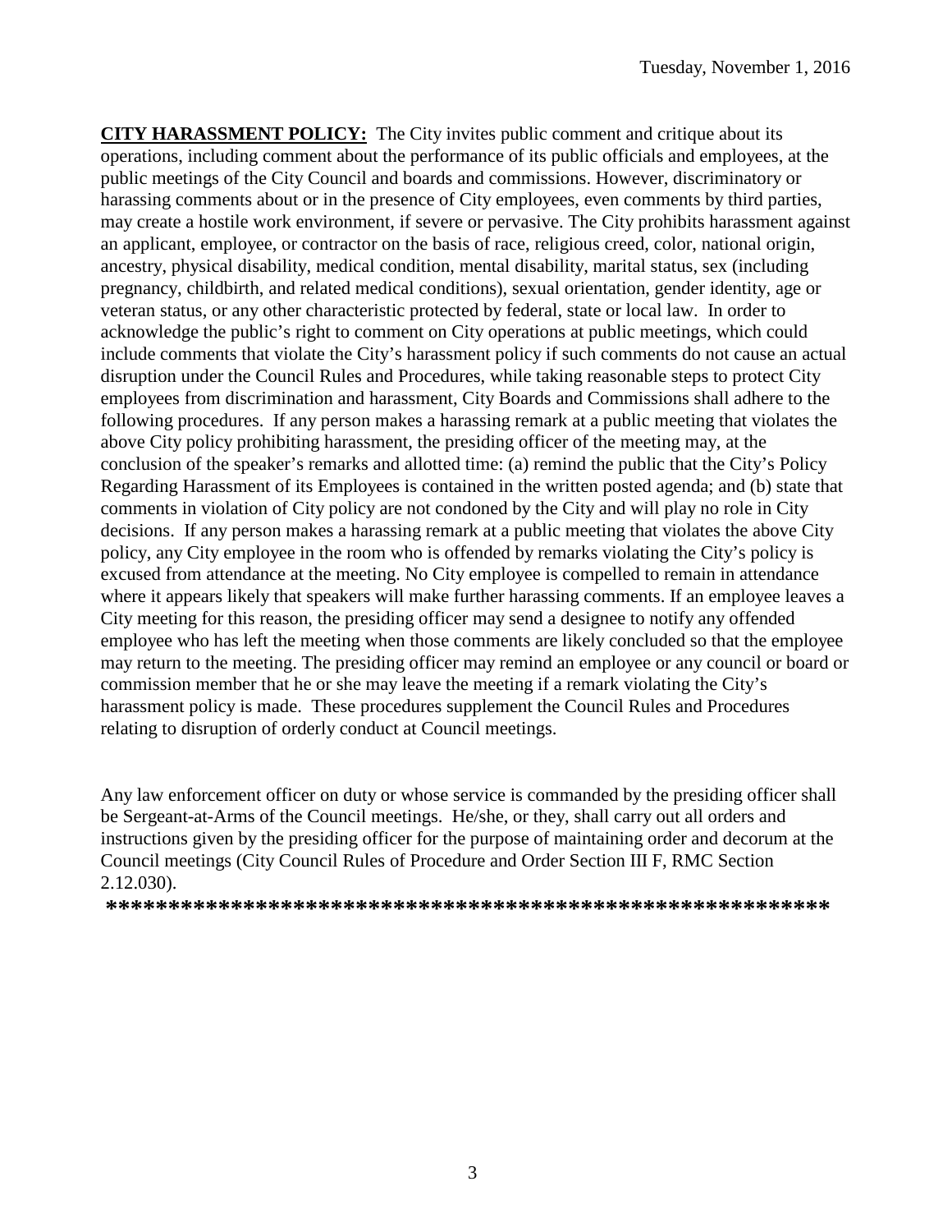**CITY HARASSMENT POLICY:** The City invites public comment and critique about its operations, including comment about the performance of its public officials and employees, at the public meetings of the City Council and boards and commissions. However, discriminatory or harassing comments about or in the presence of City employees, even comments by third parties, may create a hostile work environment, if severe or pervasive. The City prohibits harassment against an applicant, employee, or contractor on the basis of race, religious creed, color, national origin, ancestry, physical disability, medical condition, mental disability, marital status, sex (including pregnancy, childbirth, and related medical conditions), sexual orientation, gender identity, age or veteran status, or any other characteristic protected by federal, state or local law. In order to acknowledge the public's right to comment on City operations at public meetings, which could include comments that violate the City's harassment policy if such comments do not cause an actual disruption under the Council Rules and Procedures, while taking reasonable steps to protect City employees from discrimination and harassment, City Boards and Commissions shall adhere to the following procedures. If any person makes a harassing remark at a public meeting that violates the above City policy prohibiting harassment, the presiding officer of the meeting may, at the conclusion of the speaker's remarks and allotted time: (a) remind the public that the City's Policy Regarding Harassment of its Employees is contained in the written posted agenda; and (b) state that comments in violation of City policy are not condoned by the City and will play no role in City decisions. If any person makes a harassing remark at a public meeting that violates the above City policy, any City employee in the room who is offended by remarks violating the City's policy is excused from attendance at the meeting. No City employee is compelled to remain in attendance where it appears likely that speakers will make further harassing comments. If an employee leaves a City meeting for this reason, the presiding officer may send a designee to notify any offended employee who has left the meeting when those comments are likely concluded so that the employee may return to the meeting. The presiding officer may remind an employee or any council or board or commission member that he or she may leave the meeting if a remark violating the City's harassment policy is made. These procedures supplement the Council Rules and Procedures relating to disruption of orderly conduct at Council meetings.

Any law enforcement officer on duty or whose service is commanded by the presiding officer shall be Sergeant-at-Arms of the Council meetings. He/she, or they, shall carry out all orders and instructions given by the presiding officer for the purpose of maintaining order and decorum at the Council meetings (City Council Rules of Procedure and Order Section III F, RMC Section 2.12.030).

**********************************************************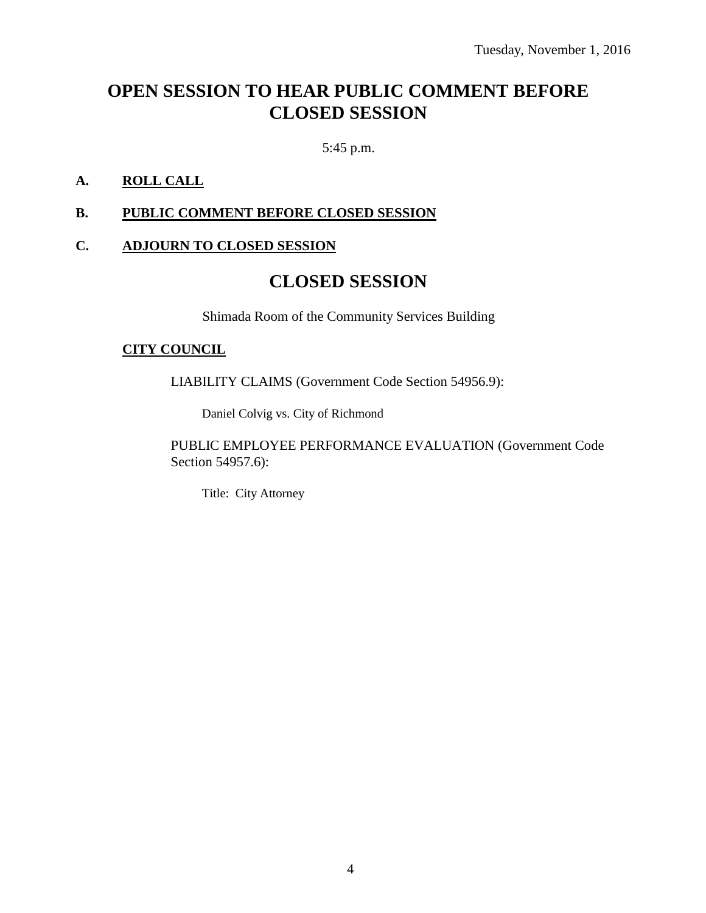Tuesday, November 1, 2016

# OPEN SESSION TO HEAR PUBLIC COMMENT BEFORE CLOSED SESSION

5:45 p.m.

**A. ROLL CALL**

**B. PUBLIC COMMENT BEFORE CLOSED SESSION**

**C. ADJOURN TO CLOSED SESSION**

# CLOSED SESSION

Shimada Room of the Community Services Building

**CITY COUNCIL**

LIABILITY CLAIMS (Government Code Section 54956.9):

Daniel Colvig vs. City of Richmond

PUBLIC EMPLOYEE PERFORMANCE EVALUATION (Government Code Section 54957.6):

Title: City Attorney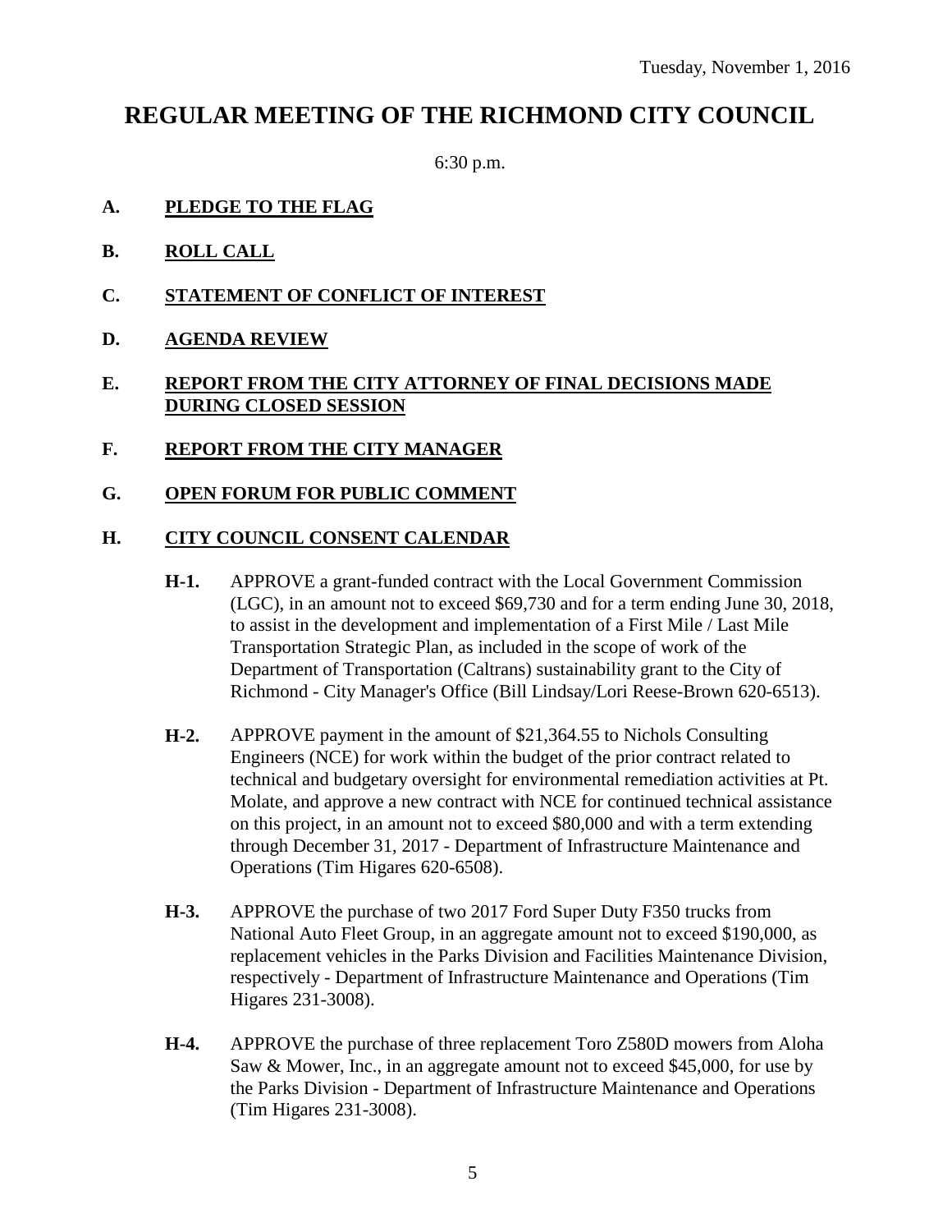Tuesday, November 1, 2016

# REGULAR MEETING OF THE RICHMOND CITY COUNCIL

6:30 p.m.

**A. PLEDGE TO THE FLAG**

**B. ROLL CALL**

**C. STATEMENT OF CONFLICT OF INTEREST**

**D. AGENDA REVIEW**

**E. REPORT FROM THE CITY ATTORNEY OF FINAL DECISIONS MADE DURING CLOSED SESSION**

**F. REPORT FROM THE CITY MANAGER**

**G. OPEN FORUM FOR PUBLIC COMMENT**

**H. CITY COUNCIL CONSENT CALENDAR**

**H-1.** APPROVE a grant-funded contract with the Local Government Commission (LGC), in an amount not to exceed $69,730 and for a term ending June 30, 2018, to assist in the development and implementation of a First Mile / Last Mile Transportation Strategic Plan, as included in the scope of work of the Department of Transportation (Caltrans) sustainability grant to the City of Richmond - City Manager's Office (Bill Lindsay/Lori Reese-Brown 620-6513).

**H-2.** APPROVE payment in the amount of $21,364.55 to Nichols Consulting Engineers (NCE) for work within the budget of the prior contract related to technical and budgetary oversight for environmental remediation activities at Pt. Molate, and approve a new contract with NCE for continued technical assistance on this project, in an amount not to exceed $80,000 and with a term extending through December 31, 2017 - Department of Infrastructure Maintenance and Operations (Tim Higares 620-6508).

**H-3.** APPROVE the purchase of two 2017 Ford Super Duty F350 trucks from National Auto Fleet Group, in an aggregate amount not to exceed $190,000, as replacement vehicles in the Parks Division and Facilities Maintenance Division, respectively - Department of Infrastructure Maintenance and Operations (Tim Higares 231-3008).

**H-4.** APPROVE the purchase of three replacement Toro Z580D mowers from Aloha Saw & Mower, Inc., in an aggregate amount not to exceed $45,000, for use by the Parks Division - Department of Infrastructure Maintenance and Operations (Tim Higares 231-3008).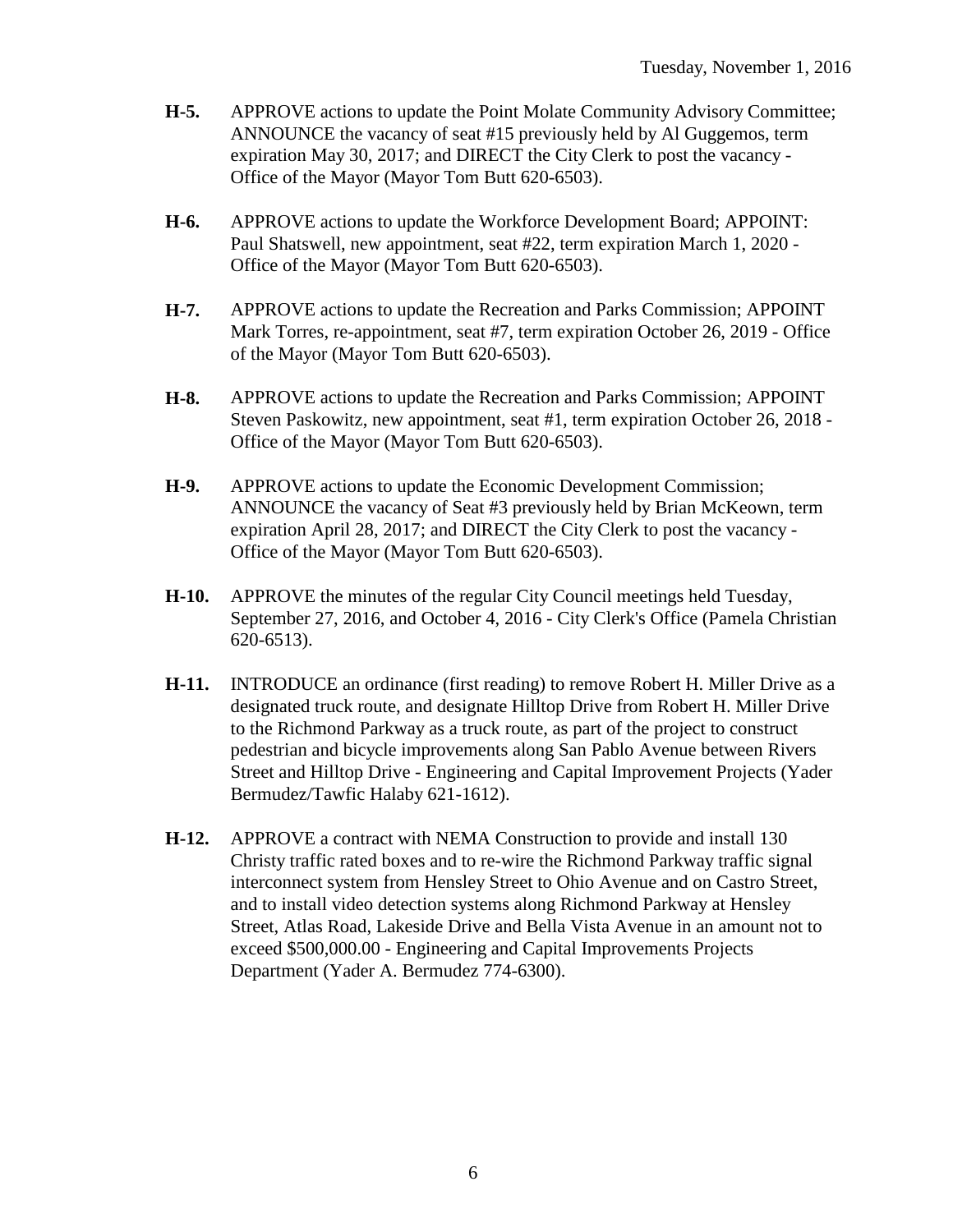**H-5.** APPROVE actions to update the Point Molate Community Advisory Committee; ANNOUNCE the vacancy of seat #15 previously held by Al Guggemos, term expiration May 30, 2017; and DIRECT the City Clerk to post the vacancy - Office of the Mayor (Mayor Tom Butt 620-6503).

**H-6.** APPROVE actions to update the Workforce Development Board; APPOINT: Paul Shatswell, new appointment, seat #22, term expiration March 1, 2020 - Office of the Mayor (Mayor Tom Butt 620-6503).

**H-7.** APPROVE actions to update the Recreation and Parks Commission; APPOINT Mark Torres, re-appointment, seat #7, term expiration October 26, 2019 - Office of the Mayor (Mayor Tom Butt 620-6503).

**H-8.** APPROVE actions to update the Recreation and Parks Commission; APPOINT Steven Paskowitz, new appointment, seat #1, term expiration October 26, 2018 - Office of the Mayor (Mayor Tom Butt 620-6503).

**H-9.** APPROVE actions to update the Economic Development Commission; ANNOUNCE the vacancy of Seat #3 previously held by Brian McKeown, term expiration April 28, 2017; and DIRECT the City Clerk to post the vacancy - Office of the Mayor (Mayor Tom Butt 620-6503).

**H-10.** APPROVE the minutes of the regular City Council meetings held Tuesday, September 27, 2016, and October 4, 2016 - City Clerk's Office (Pamela Christian 620-6513).

**H-11.** INTRODUCE an ordinance (first reading) to remove Robert H. Miller Drive as a designated truck route, and designate Hilltop Drive from Robert H. Miller Drive to the Richmond Parkway as a truck route, as part of the project to construct pedestrian and bicycle improvements along San Pablo Avenue between Rivers Street and Hilltop Drive - Engineering and Capital Improvement Projects (Yader Bermudez/Tawfic Halaby 621-1612).

**H-12.** APPROVE a contract with NEMA Construction to provide and install 130 Christy traffic rated boxes and to re-wire the Richmond Parkway traffic signal interconnect system from Hensley Street to Ohio Avenue and on Castro Street, and to install video detection systems along Richmond Parkway at Hensley Street, Atlas Road, Lakeside Drive and Bella Vista Avenue in an amount not to exceed $500,000.00 - Engineering and Capital Improvements Projects Department (Yader A. Bermudez 774-6300).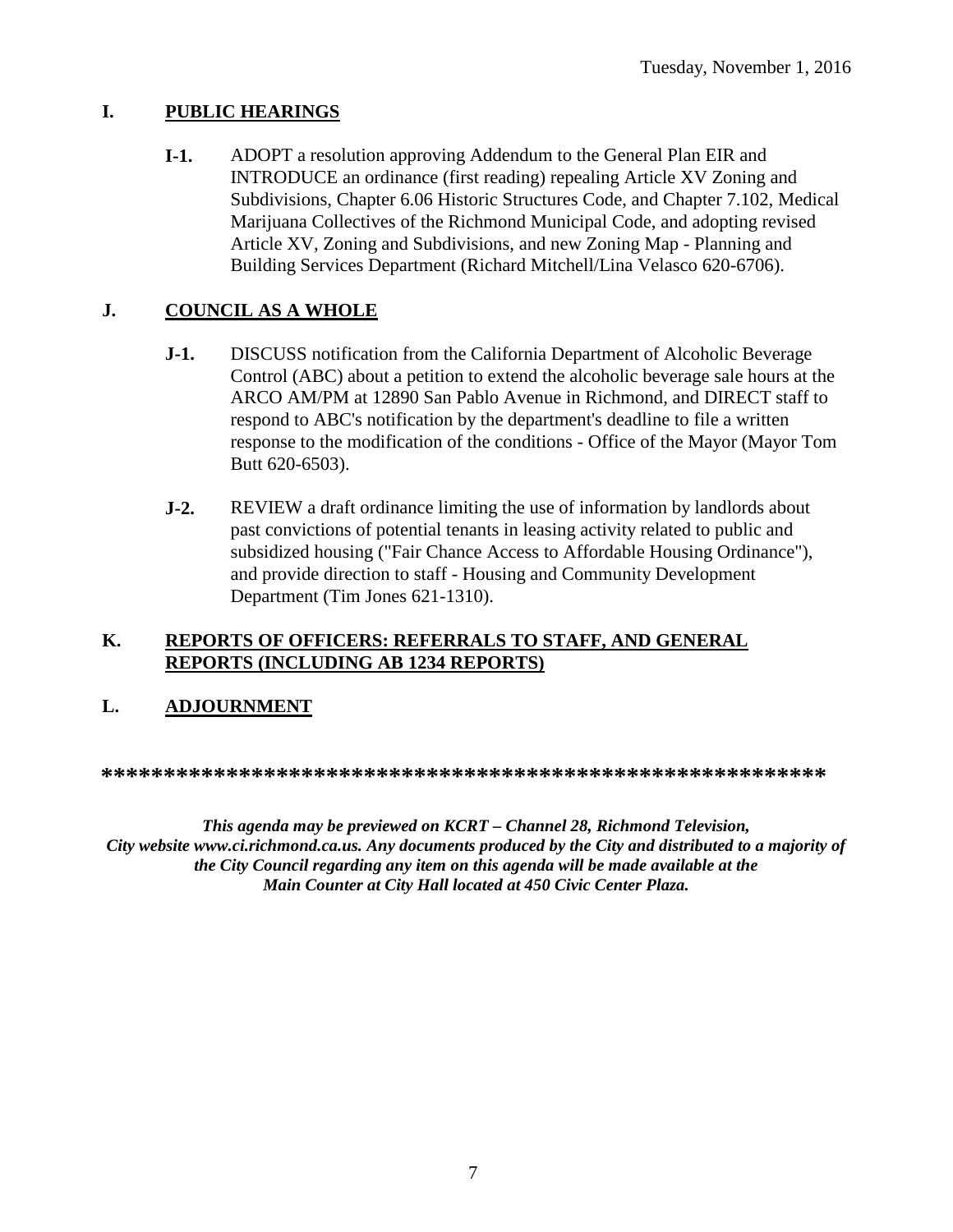Tuesday, November 1, 2016

## I. PUBLIC HEARINGS

**I-1.** ADOPT a resolution approving Addendum to the General Plan EIR and INTRODUCE an ordinance (first reading) repealing Article XV Zoning and Subdivisions, Chapter 6.06 Historic Structures Code, and Chapter 7.102, Medical Marijuana Collectives of the Richmond Municipal Code, and adopting revised Article XV, Zoning and Subdivisions, and new Zoning Map - Planning and Building Services Department (Richard Mitchell/Lina Velasco 620-6706).

## J. COUNCIL AS A WHOLE

**J-1.** DISCUSS notification from the California Department of Alcoholic Beverage Control (ABC) about a petition to extend the alcoholic beverage sale hours at the ARCO AM/PM at 12890 San Pablo Avenue in Richmond, and DIRECT staff to respond to ABC's notification by the department's deadline to file a written response to the modification of the conditions - Office of the Mayor (Mayor Tom Butt 620-6503).

**J-2.** REVIEW a draft ordinance limiting the use of information by landlords about past convictions of potential tenants in leasing activity related to public and subsidized housing ("Fair Chance Access to Affordable Housing Ordinance"), and provide direction to staff - Housing and Community Development Department (Tim Jones 621-1310).

## K. REPORTS OF OFFICERS: REFERRALS TO STAFF, AND GENERAL REPORTS (INCLUDING AB 1234 REPORTS)

## L. ADJOURNMENT

**************************************************************

***This agenda may be previewed on KCRT – Channel 28, Richmond Television, City website www.ci.richmond.ca.us. Any documents produced by the City and distributed to a majority of the City Council regarding any item on this agenda will be made available at the Main Counter at City Hall located at 450 Civic Center Plaza.***